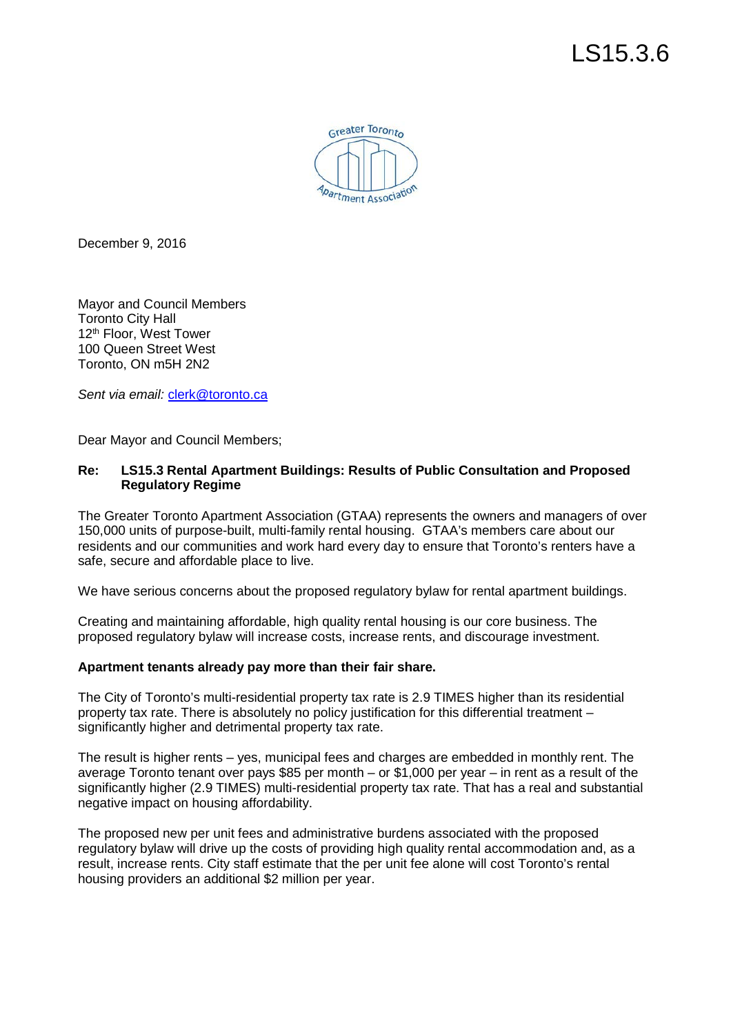LS15.3.6

December 9, 2016

Mayor and Council Members
Toronto City Hall
12th Floor, West Tower
100 Queen Street West
Toronto, ON m5H 2N2

*Sent via email:* clerk@toronto.ca

Dear Mayor and Council Members;

**Re: LS15.3 Rental Apartment Buildings: Results of Public Consultation and Proposed Regulatory Regime**

The Greater Toronto Apartment Association (GTAA) represents the owners and managers of over 150,000 units of purpose-built, multi-family rental housing. GTAA's members care about our residents and our communities and work hard every day to ensure that Toronto's renters have a safe, secure and affordable place to live.

We have serious concerns about the proposed regulatory bylaw for rental apartment buildings.

Creating and maintaining affordable, high quality rental housing is our core business. The proposed regulatory bylaw will increase costs, increase rents, and discourage investment.

**Apartment tenants already pay more than their fair share.**

The City of Toronto's multi-residential property tax rate is 2.9 TIMES higher than its residential property tax rate. There is absolutely no policy justification for this differential treatment – significantly higher and detrimental property tax rate.

The result is higher rents – yes, municipal fees and charges are embedded in monthly rent. The average Toronto tenant over pays $85 per month – or $1,000 per year – in rent as a result of the significantly higher (2.9 TIMES) multi-residential property tax rate. That has a real and substantial negative impact on housing affordability.

The proposed new per unit fees and administrative burdens associated with the proposed regulatory bylaw will drive up the costs of providing high quality rental accommodation and, as a result, increase rents. City staff estimate that the per unit fee alone will cost Toronto's rental housing providers an additional $2 million per year.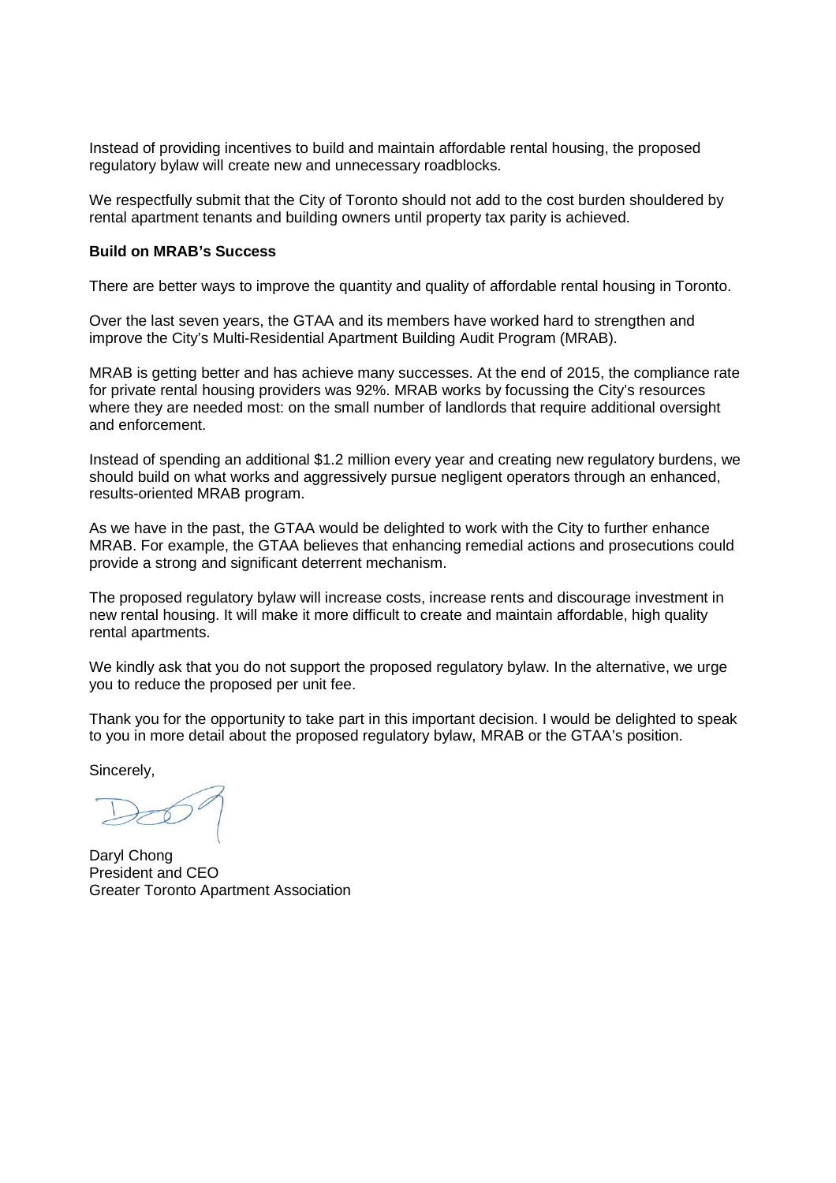Instead of providing incentives to build and maintain affordable rental housing, the proposed regulatory bylaw will create new and unnecessary roadblocks.

We respectfully submit that the City of Toronto should not add to the cost burden shouldered by rental apartment tenants and building owners until property tax parity is achieved.

**Build on MRAB's Success**

There are better ways to improve the quantity and quality of affordable rental housing in Toronto.

Over the last seven years, the GTAA and its members have worked hard to strengthen and improve the City's Multi-Residential Apartment Building Audit Program (MRAB).

MRAB is getting better and has achieve many successes. At the end of 2015, the compliance rate for private rental housing providers was 92%. MRAB works by focussing the City's resources where they are needed most: on the small number of landlords that require additional oversight and enforcement.

Instead of spending an additional $1.2 million every year and creating new regulatory burdens, we should build on what works and aggressively pursue negligent operators through an enhanced, results-oriented MRAB program.

As we have in the past, the GTAA would be delighted to work with the City to further enhance MRAB. For example, the GTAA believes that enhancing remedial actions and prosecutions could provide a strong and significant deterrent mechanism.

The proposed regulatory bylaw will increase costs, increase rents and discourage investment in new rental housing. It will make it more difficult to create and maintain affordable, high quality rental apartments.

We kindly ask that you do not support the proposed regulatory bylaw. In the alternative, we urge you to reduce the proposed per unit fee.

Thank you for the opportunity to take part in this important decision. I would be delighted to speak to you in more detail about the proposed regulatory bylaw, MRAB or the GTAA's position.

Sincerely,

Daryl Chong
President and CEO
Greater Toronto Apartment Association